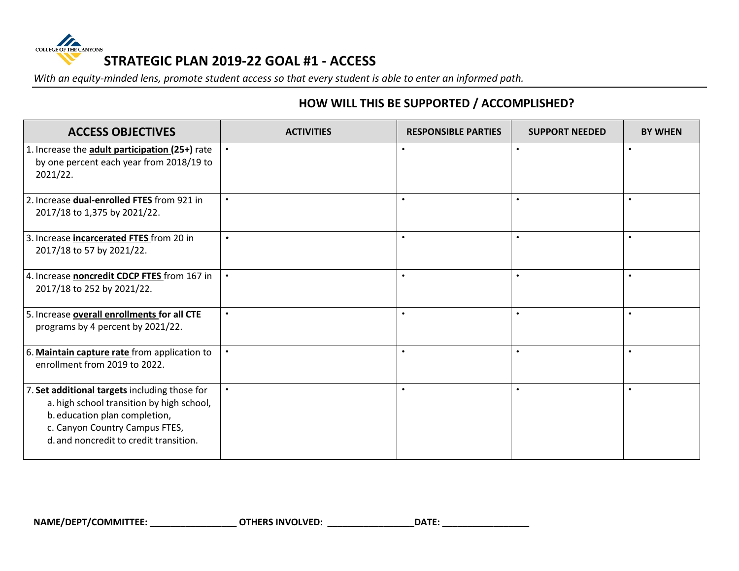COLLEGE OF THE CANYONS

# STRATEGIC PLAN 2019-22 GOAL #1 - ACCESS

*With an equity-minded lens, promote student access so that every student is able to enter an informed path.*

## HOW WILL THIS BE SUPPORTED / ACCOMPLISHED?

| ACCESS OBJECTIVES | ACTIVITIES | RESPONSIBLE PARTIES | SUPPORT NEEDED | BY WHEN |
|---|---|---|---|---|
| 1. Increase the **adult participation (25+)** rate by one percent each year from 2018/19 to 2021/22. | • | • | • | • |
| 2. Increase **dual-enrolled FTES** from 921 in 2017/18 to 1,375 by 2021/22. | • | • | • | • |
| 3. Increase **incarcerated FTES** from 20 in 2017/18 to 57 by 2021/22. | • | • | • | • |
| 4. Increase **noncredit CDCP FTES** from 167 in 2017/18 to 252 by 2021/22. | • | • | • | • |
| 5. Increase **overall enrollments for all CTE** programs by 4 percent by 2021/22. | • | • | • | • |
| 6. **Maintain capture rate** from application to enrollment from 2019 to 2022. | • | • | • | • |
| 7. **Set additional targets** including those for a. high school transition by high school, b. education plan completion, c. Canyon Country Campus FTES, d. and noncredit to credit transition. | • | • | • | • |

**NAME/DEPT/COMMITTEE:** _________________ **OTHERS INVOLVED:** _________________ **DATE:** _________________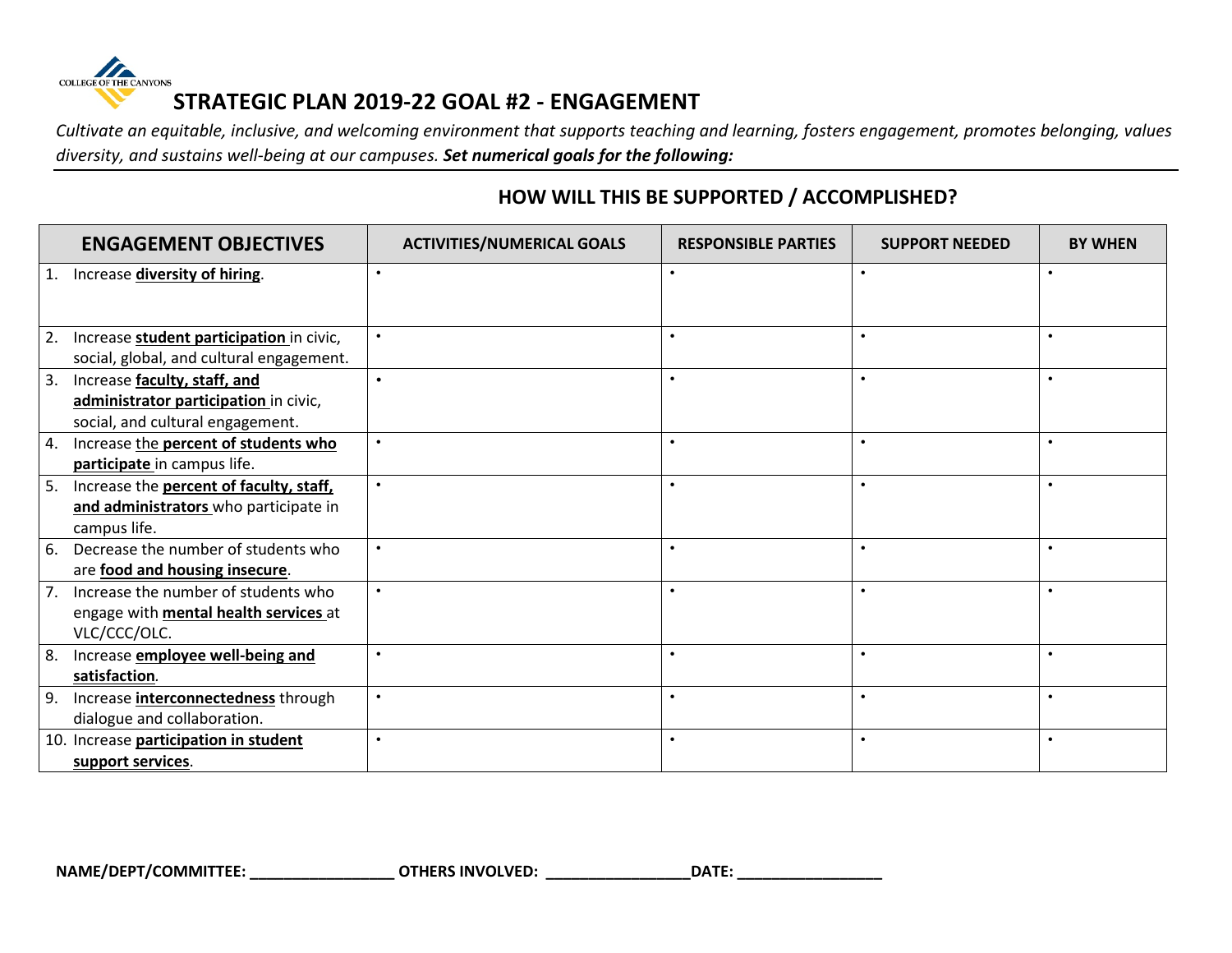COLLEGE OF THE CANYONS

# STRATEGIC PLAN 2019-22 GOAL #2 - ENGAGEMENT

*Cultivate an equitable, inclusive, and welcoming environment that supports teaching and learning, fosters engagement, promotes belonging, values diversity, and sustains well-being at our campuses.* ***Set numerical goals for the following:***

## HOW WILL THIS BE SUPPORTED / ACCOMPLISHED?

| ENGAGEMENT OBJECTIVES | ACTIVITIES/NUMERICAL GOALS | RESPONSIBLE PARTIES | SUPPORT NEEDED | BY WHEN |
|---|---|---|---|---|
| 1. Increase **diversity of hiring**. | • | • | • | • |
| 2. Increase **student participation** in civic, social, global, and cultural engagement. | • | • | • | • |
| 3. Increase **faculty, staff, and administrator participation** in civic, social, and cultural engagement. | • | • | • | • |
| 4. Increase the **percent of students who participate** in campus life. | • | • | • | • |
| 5. Increase the **percent of faculty, staff, and administrators** who participate in campus life. | • | • | • | • |
| 6. Decrease the number of students who are **food and housing insecure**. | • | • | • | • |
| 7. Increase the number of students who engage with **mental health services** at VLC/CCC/OLC. | • | • | • | • |
| 8. Increase **employee well-being and satisfaction**. | • | • | • | • |
| 9. Increase **interconnectedness** through dialogue and collaboration. | • | • | • | • |
| 10. Increase **participation in student support services**. | • | • | • | • |

**NAME/DEPT/COMMITTEE:** _________________ **OTHERS INVOLVED:** _________________ **DATE:** _________________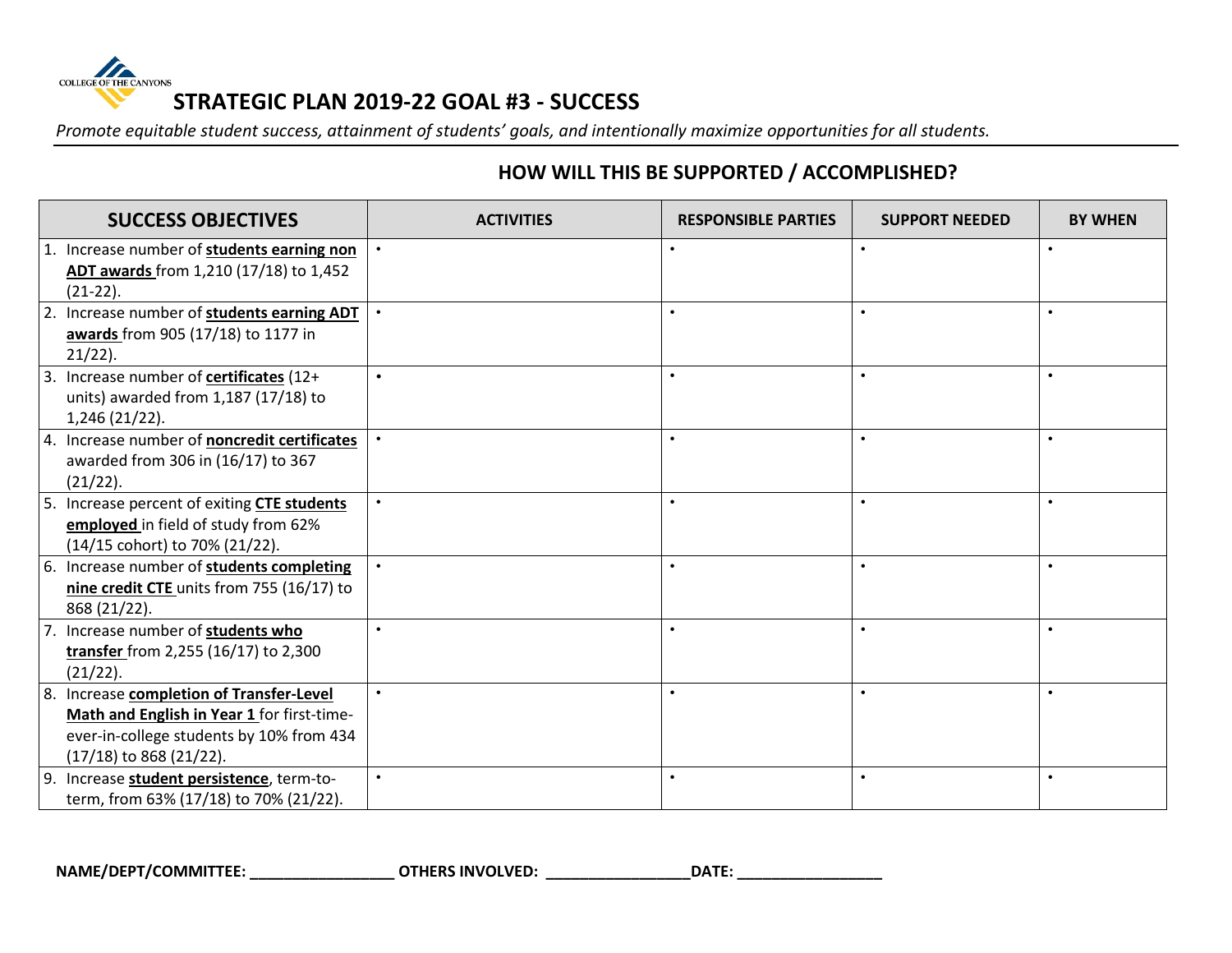COLLEGE OF THE CANYONS

# STRATEGIC PLAN 2019-22 GOAL #3 - SUCCESS

*Promote equitable student success, attainment of students' goals, and intentionally maximize opportunities for all students.*

## HOW WILL THIS BE SUPPORTED / ACCOMPLISHED?

| SUCCESS OBJECTIVES | ACTIVITIES | RESPONSIBLE PARTIES | SUPPORT NEEDED | BY WHEN |
|---|---|---|---|---|
| 1. Increase number of **students earning non ADT awards** from 1,210 (17/18) to 1,452 (21-22). | • | • | • | • |
| 2. Increase number of **students earning ADT awards** from 905 (17/18) to 1177 in 21/22). | • | • | • | • |
| 3. Increase number of **certificates** (12+ units) awarded from 1,187 (17/18) to 1,246 (21/22). | • | • | • | • |
| 4. Increase number of **noncredit certificates** awarded from 306 in (16/17) to 367 (21/22). | • | • | • | • |
| 5. Increase percent of exiting **CTE students employed** in field of study from 62% (14/15 cohort) to 70% (21/22). | • | • | • | • |
| 6. Increase number of **students completing nine credit CTE** units from 755 (16/17) to 868 (21/22). | • | • | • | • |
| 7. Increase number of **students who transfer** from 2,255 (16/17) to 2,300 (21/22). | • | • | • | • |
| 8. Increase **completion of Transfer-Level Math and English in Year 1** for first-time-ever-in-college students by 10% from 434 (17/18) to 868 (21/22). | • | • | • | • |
| 9. Increase **student persistence**, term-to-term, from 63% (17/18) to 70% (21/22). | • | • | • | • |

**NAME/DEPT/COMMITTEE:** _________________ **OTHERS INVOLVED:** _________________ **DATE:** _________________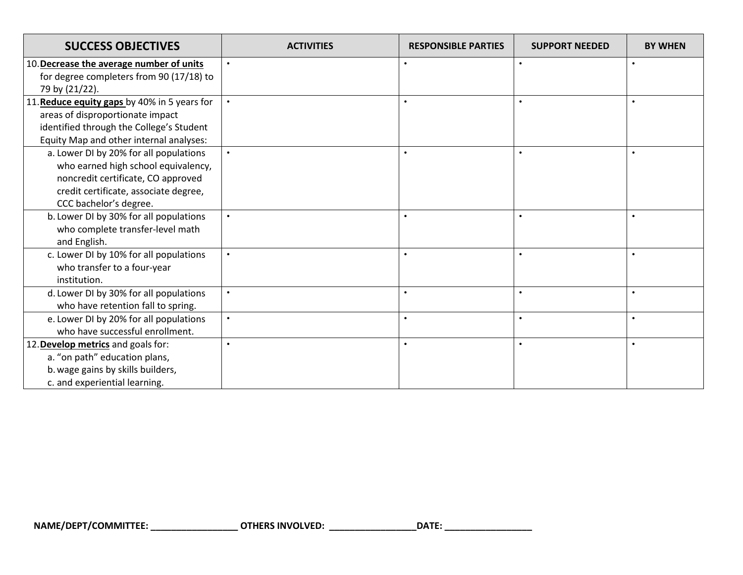| SUCCESS OBJECTIVES | ACTIVITIES | RESPONSIBLE PARTIES | SUPPORT NEEDED | BY WHEN |
| --- | --- | --- | --- | --- |
| 10. **Decrease the average number of units** for degree completers from 90 (17/18) to 79 by (21/22). | • | • | • | • |
| 11. **Reduce equity gaps** by 40% in 5 years for areas of disproportionate impact identified through the College's Student Equity Map and other internal analyses: | • | • | • | • |
| a. Lower DI by 20% for all populations who earned high school equivalency, noncredit certificate, CO approved credit certificate, associate degree, CCC bachelor's degree. | • | • | • | • |
| b. Lower DI by 30% for all populations who complete transfer-level math and English. | • | • | • | • |
| c. Lower DI by 10% for all populations who transfer to a four-year institution. | • | • | • | • |
| d. Lower DI by 30% for all populations who have retention fall to spring. | • | • | • | • |
| e. Lower DI by 20% for all populations who have successful enrollment. | • | • | • | • |
| 12. **Develop metrics** and goals for: a. "on path" education plans, b. wage gains by skills builders, c. and experiential learning. | • | • | • | • |

**NAME/DEPT/COMMITTEE: _________________ OTHERS INVOLVED: _________________DATE: _________________**